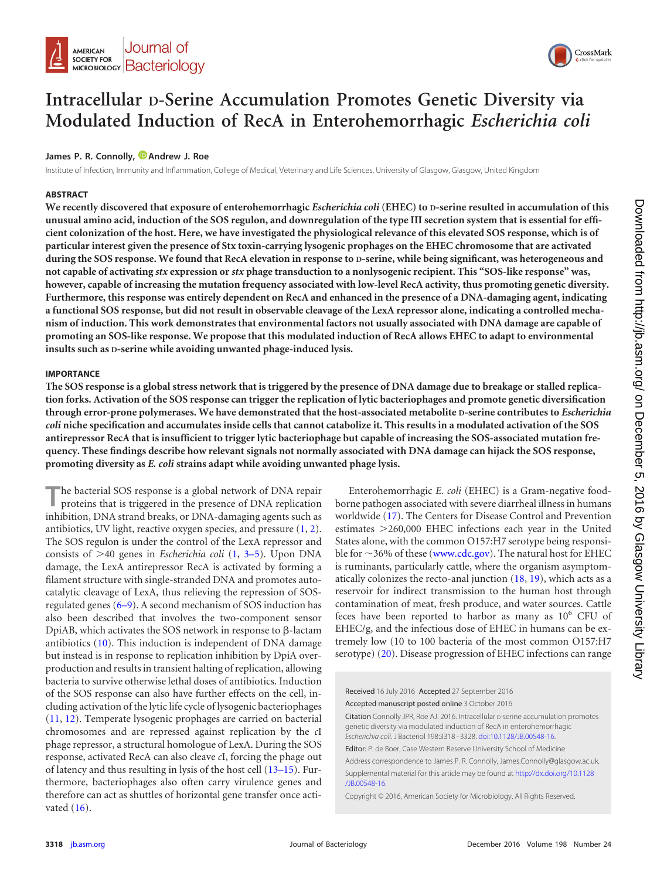# Intracellular D-Serine Accumulation Promotes Genetic Diversity via Modulated Induction of RecA in Enterohemorrhagic *Escherichia coli*

James P. R. Connolly, Andrew J. Roe

Institute of Infection, Immunity and Inflammation, College of Medical, Veterinary and Life Sciences, University of Glasgow, Glasgow, United Kingdom

## ABSTRACT

**We recently discovered that exposure of enterohemorrhagic *Escherichia coli* (EHEC) to D-serine resulted in accumulation of this unusual amino acid, induction of the SOS regulon, and downregulation of the type III secretion system that is essential for efficient colonization of the host. Here, we have investigated the physiological relevance of this elevated SOS response, which is of particular interest given the presence of Stx toxin-carrying lysogenic prophages on the EHEC chromosome that are activated during the SOS response. We found that RecA elevation in response to D-serine, while being significant, was heterogeneous and not capable of activating *stx* expression or *stx* phage transduction to a nonlysogenic recipient. This "SOS-like response" was, however, capable of increasing the mutation frequency associated with low-level RecA activity, thus promoting genetic diversity. Furthermore, this response was entirely dependent on RecA and enhanced in the presence of a DNA-damaging agent, indicating a functional SOS response, but did not result in observable cleavage of the LexA repressor alone, indicating a controlled mechanism of induction. This work demonstrates that environmental factors not usually associated with DNA damage are capable of promoting an SOS-like response. We propose that this modulated induction of RecA allows EHEC to adapt to environmental insults such as D-serine while avoiding unwanted phage-induced lysis.**

## IMPORTANCE

**The SOS response is a global stress network that is triggered by the presence of DNA damage due to breakage or stalled replication forks. Activation of the SOS response can trigger the replication of lytic bacteriophages and promote genetic diversification through error-prone polymerases. We have demonstrated that the host-associated metabolite D-serine contributes to *Escherichia coli* niche specification and accumulates inside cells that cannot catabolize it. This results in a modulated activation of the SOS antirepressor RecA that is insufficient to trigger lytic bacteriophage but capable of increasing the SOS-associated mutation frequency. These findings describe how relevant signals not normally associated with DNA damage can hijack the SOS response, promoting diversity as *E. coli* strains adapt while avoiding unwanted phage lysis.**

The bacterial SOS response is a global network of DNA repair proteins that is triggered in the presence of DNA replication inhibition, DNA strand breaks, or DNA-damaging agents such as antibiotics, UV light, reactive oxygen species, and pressure (1, 2). The SOS regulon is under the control of the LexA repressor and consists of >40 genes in *Escherichia coli* (1, 3–5). Upon DNA damage, the LexA antirepressor RecA is activated by forming a filament structure with single-stranded DNA and promotes autocatalytic cleavage of LexA, thus relieving the repression of SOS-regulated genes (6–9). A second mechanism of SOS induction has also been described that involves the two-component sensor DpiAB, which activates the SOS network in response to β-lactam antibiotics (10). This induction is independent of DNA damage but instead is in response to replication inhibition by DpiA overproduction and results in transient halting of replication, allowing bacteria to survive otherwise lethal doses of antibiotics. Induction of the SOS response can also have further effects on the cell, including activation of the lytic life cycle of lysogenic bacteriophages (11, 12). Temperate lysogenic prophages are carried on bacterial chromosomes and are repressed against replication by the *c*I phage repressor, a structural homologue of LexA. During the SOS response, activated RecA can also cleave *c*I, forcing the phage out of latency and thus resulting in lysis of the host cell (13–15). Furthermore, bacteriophages also often carry virulence genes and therefore can act as shuttles of horizontal gene transfer once activated (16).

Enterohemorrhagic *E. coli* (EHEC) is a Gram-negative food-borne pathogen associated with severe diarrheal illness in humans worldwide (17). The Centers for Disease Control and Prevention estimates >260,000 EHEC infections each year in the United States alone, with the common O157:H7 serotype being responsible for ~36% of these (www.cdc.gov). The natural host for EHEC is ruminants, particularly cattle, where the organism asymptomatically colonizes the recto-anal junction (18, 19), which acts as a reservoir for indirect transmission to the human host through contamination of meat, fresh produce, and water sources. Cattle feces have been reported to harbor as many as $10^6$ CFU of EHEC/g, and the infectious dose of EHEC in humans can be extremely low (10 to 100 bacteria of the most common O157:H7 serotype) (20). Disease progression of EHEC infections can range

Received 16 July 2016 Accepted 27 September 2016

Accepted manuscript posted online 3 October 2016

Citation Connolly JPR, Roe AJ. 2016. Intracellular D-serine accumulation promotes genetic diversity via modulated induction of RecA in enterohemorrhagic *Escherichia coli*. J Bacteriol 198:3318–3328. doi:10.1128/JB.00548-16.

Editor: P. de Boer, Case Western Reserve University School of Medicine

Address correspondence to James P. R. Connolly, James.Connolly@glasgow.ac.uk.

Supplemental material for this article may be found at http://dx.doi.org/10.1128/JB.00548-16.

Copyright © 2016, American Society for Microbiology. All Rights Reserved.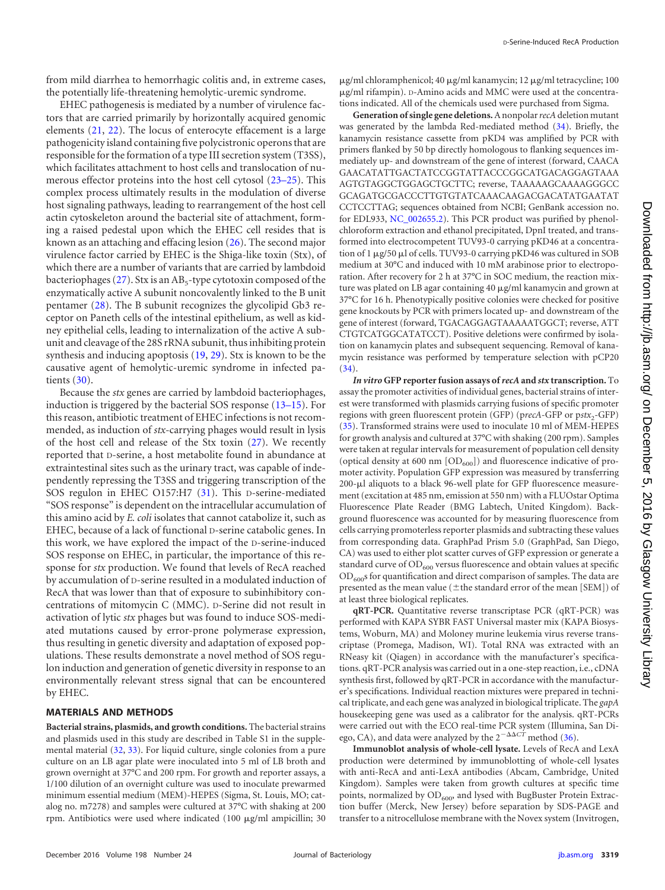from mild diarrhea to hemorrhagic colitis and, in extreme cases, the potentially life-threatening hemolytic-uremic syndrome.

EHEC pathogenesis is mediated by a number of virulence factors that are carried primarily by horizontally acquired genomic elements (21, 22). The locus of enterocyte effacement is a large pathogenicity island containing five polycistronic operons that are responsible for the formation of a type III secretion system (T3SS), which facilitates attachment to host cells and translocation of numerous effector proteins into the host cell cytosol (23–25). This complex process ultimately results in the modulation of diverse host signaling pathways, leading to rearrangement of the host cell actin cytoskeleton around the bacterial site of attachment, forming a raised pedestal upon which the EHEC cell resides that is known as an attaching and effacing lesion (26). The second major virulence factor carried by EHEC is the Shiga-like toxin (Stx), of which there are a number of variants that are carried by lambdoid bacteriophages (27). Stx is an $AB_5$-type cytotoxin composed of the enzymatically active A subunit noncovalently linked to the B unit pentamer (28). The B subunit recognizes the glycolipid Gb3 receptor on Paneth cells of the intestinal epithelium, as well as kidney epithelial cells, leading to internalization of the active A subunit and cleavage of the 28S rRNA subunit, thus inhibiting protein synthesis and inducing apoptosis (19, 29). Stx is known to be the causative agent of hemolytic-uremic syndrome in infected patients (30).

Because the *stx* genes are carried by lambdoid bacteriophages, induction is triggered by the bacterial SOS response (13–15). For this reason, antibiotic treatment of EHEC infections is not recommended, as induction of *stx*-carrying phages would result in lysis of the host cell and release of the Stx toxin (27). We recently reported that D-serine, a host metabolite found in abundance at extraintestinal sites such as the urinary tract, was capable of independently repressing the T3SS and triggering transcription of the SOS regulon in EHEC O157:H7 (31). This D-serine-mediated "SOS response" is dependent on the intracellular accumulation of this amino acid by *E. coli* isolates that cannot catabolize it, such as EHEC, because of a lack of functional D-serine catabolic genes. In this work, we have explored the impact of the D-serine-induced SOS response on EHEC, in particular, the importance of this response for *stx* production. We found that levels of RecA reached by accumulation of D-serine resulted in a modulated induction of RecA that was lower than that of exposure to subinhibitory concentrations of mitomycin C (MMC). D-Serine did not result in activation of lytic *stx* phages but was found to induce SOS-mediated mutations caused by error-prone polymerase expression, thus resulting in genetic diversity and adaptation of exposed populations. These results demonstrate a novel method of SOS regulon induction and generation of genetic diversity in response to an environmentally relevant stress signal that can be encountered by EHEC.

## MATERIALS AND METHODS

**Bacterial strains, plasmids, and growth conditions.** The bacterial strains and plasmids used in this study are described in Table S1 in the supplemental material (32, 33). For liquid culture, single colonies from a pure culture on an LB agar plate were inoculated into 5 ml of LB broth and grown overnight at 37°C and 200 rpm. For growth and reporter assays, a 1/100 dilution of an overnight culture was used to inoculate prewarmed minimum essential medium (MEM)-HEPES (Sigma, St. Louis, MO; catalog no. m7278) and samples were cultured at 37°C with shaking at 200 rpm. Antibiotics were used where indicated (100 μg/ml ampicillin; 30 μg/ml chloramphenicol; 40 μg/ml kanamycin; 12 μg/ml tetracycline; 100 μg/ml rifampin). D-Amino acids and MMC were used at the concentrations indicated. All of the chemicals used were purchased from Sigma.

**Generation of single gene deletions.** A nonpolar *recA* deletion mutant was generated by the lambda Red-mediated method (34). Briefly, the kanamycin resistance cassette from pKD4 was amplified by PCR with primers flanked by 50 bp directly homologous to flanking sequences immediately up- and downstream of the gene of interest (forward, CAACAGAACATATTGACTATCCGGTATTACCCGGCATGACAGGAGTAAAAGTGTAGGCTGGAGCTGCTTC; reverse, TAAAAAGCAAAAGGGCCGCAGATGCGACCCTTGTGTATCAAACAAGACGACATATGAATATCCTCCTTAG; sequences obtained from NCBI; GenBank accession no. for EDL933, NC_002655.2). This PCR product was purified by phenol-chloroform extraction and ethanol precipitated, DpnI treated, and transformed into electrocompetent TUV93-0 carrying pKD46 at a concentration of 1 μg/50 μl of cells. TUV93-0 carrying pKD46 was cultured in SOB medium at 30°C and induced with 10 mM arabinose prior to electroporation. After recovery for 2 h at 37°C in SOC medium, the reaction mixture was plated on LB agar containing 40 μg/ml kanamycin and grown at 37°C for 16 h. Phenotypically positive colonies were checked for positive gene knockouts by PCR with primers located up- and downstream of the gene of interest (forward, TGACAGGAGTAAAAATGGCT; reverse, ATTCTGTCATGGCATATCCT). Positive deletions were confirmed by isolation on kanamycin plates and subsequent sequencing. Removal of kanamycin resistance was performed by temperature selection with pCP20 (34).

***In vitro* GFP reporter fusion assays of *recA* and *stx* transcription.** To assay the promoter activities of individual genes, bacterial strains of interest were transformed with plasmids carrying fusions of specific promoter regions with green fluorescent protein (GFP) (p*recA*-GFP or p*stx*$_2$-GFP) (35). Transformed strains were used to inoculate 10 ml of MEM-HEPES for growth analysis and cultured at 37°C with shaking (200 rpm). Samples were taken at regular intervals for measurement of population cell density (optical density at 600 nm [$OD_{600}$]) and fluorescence indicative of promoter activity. Population GFP expression was measured by transferring 200-μl aliquots to a black 96-well plate for GFP fluorescence measurement (excitation at 485 nm, emission at 550 nm) with a FLUOstar Optima Fluorescence Plate Reader (BMG Labtech, United Kingdom). Background fluorescence was accounted for by measuring fluorescence from cells carrying promoterless reporter plasmids and subtracting these values from corresponding data. GraphPad Prism 5.0 (GraphPad, San Diego, CA) was used to either plot scatter curves of GFP expression or generate a standard curve of $OD_{600}$ versus fluorescence and obtain values at specific $OD_{600}$s for quantification and direct comparison of samples. The data are presented as the mean value (±the standard error of the mean [SEM]) of at least three biological replicates.

**qRT-PCR.** Quantitative reverse transcriptase PCR (qRT-PCR) was performed with KAPA SYBR FAST Universal master mix (KAPA Biosystems, Woburn, MA) and Moloney murine leukemia virus reverse transcriptase (Promega, Madison, WI). Total RNA was extracted with an RNeasy kit (Qiagen) in accordance with the manufacturer's specifications. qRT-PCR analysis was carried out in a one-step reaction, i.e., cDNA synthesis first, followed by qRT-PCR in accordance with the manufacturer's specifications. Individual reaction mixtures were prepared in technical triplicate, and each gene was analyzed in biological triplicate. The *gapA* housekeeping gene was used as a calibrator for the analysis. qRT-PCRs were carried out with the ECO real-time PCR system (Illumina, San Diego, CA), and data were analyzed by the $2^{-\Delta\Delta CT}$ method (36).

**Immunoblot analysis of whole-cell lysate.** Levels of RecA and LexA production were determined by immunoblotting of whole-cell lysates with anti-RecA and anti-LexA antibodies (Abcam, Cambridge, United Kingdom). Samples were taken from growth cultures at specific time points, normalized by $OD_{600}$, and lysed with BugBuster Protein Extraction buffer (Merck, New Jersey) before separation by SDS-PAGE and transfer to a nitrocellulose membrane with the Novex system (Invitrogen,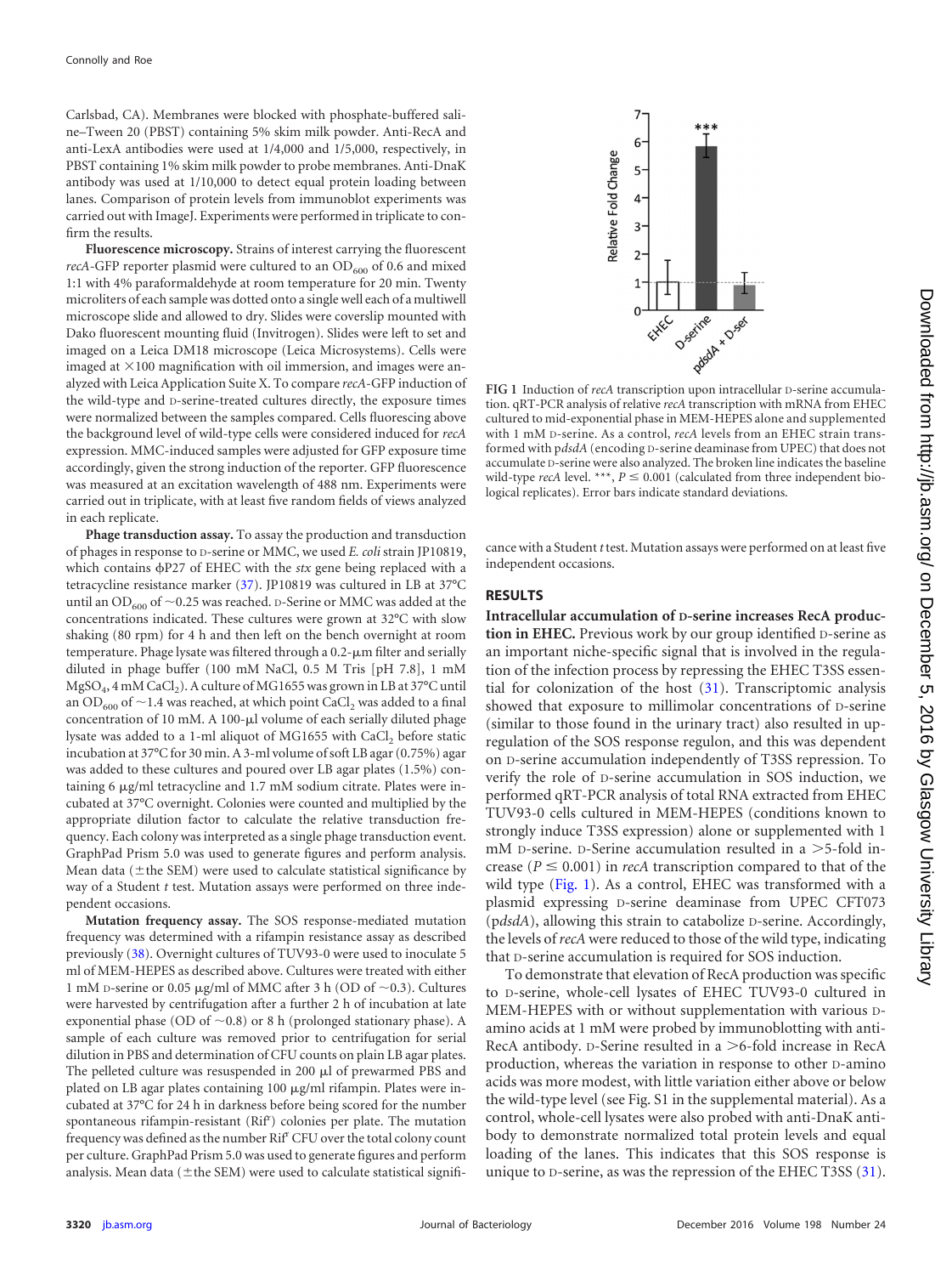Carlsbad, CA). Membranes were blocked with phosphate-buffered saline–Tween 20 (PBST) containing 5% skim milk powder. Anti-RecA and anti-LexA antibodies were used at 1/4,000 and 1/5,000, respectively, in PBST containing 1% skim milk powder to probe membranes. Anti-DnaK antibody was used at 1/10,000 to detect equal protein loading between lanes. Comparison of protein levels from immunoblot experiments was carried out with ImageJ. Experiments were performed in triplicate to confirm the results.

**Fluorescence microscopy.** Strains of interest carrying the fluorescent *recA*-GFP reporter plasmid were cultured to an $OD_{600}$ of 0.6 and mixed 1:1 with 4% paraformaldehyde at room temperature for 20 min. Twenty microliters of each sample was dotted onto a single well each of a multiwell microscope slide and allowed to dry. Slides were coverslip mounted with Dako fluorescent mounting fluid (Invitrogen). Slides were left to set and imaged on a Leica DM18 microscope (Leica Microsystems). Cells were imaged at ×100 magnification with oil immersion, and images were analyzed with Leica Application Suite X. To compare *recA*-GFP induction of the wild-type and D-serine-treated cultures directly, the exposure times were normalized between the samples compared. Cells fluorescing above the background level of wild-type cells were considered induced for *recA* expression. MMC-induced samples were adjusted for GFP exposure time accordingly, given the strong induction of the reporter. GFP fluorescence was measured at an excitation wavelength of 488 nm. Experiments were carried out in triplicate, with at least five random fields of views analyzed in each replicate.

**Phage transduction assay.** To assay the production and transduction of phages in response to D-serine or MMC, we used *E. coli* strain JP10819, which contains ϕP27 of EHEC with the *stx* gene being replaced with a tetracycline resistance marker (37). JP10819 was cultured in LB at 37°C until an $OD_{600}$ of ~0.25 was reached. D-Serine or MMC was added at the concentrations indicated. These cultures were grown at 32°C with slow shaking (80 rpm) for 4 h and then left on the bench overnight at room temperature. Phage lysate was filtered through a 0.2-μm filter and serially diluted in phage buffer (100 mM NaCl, 0.5 M Tris [pH 7.8], 1 mM $MgSO_4$, 4 mM $CaCl_2$). A culture of MG1655 was grown in LB at 37°C until an $OD_{600}$ of ~1.4 was reached, at which point $CaCl_2$ was added to a final concentration of 10 mM. A 100-μl volume of each serially diluted phage lysate was added to a 1-ml aliquot of MG1655 with $CaCl_2$ before static incubation at 37°C for 30 min. A 3-ml volume of soft LB agar (0.75%) agar was added to these cultures and poured over LB agar plates (1.5%) containing 6 μg/ml tetracycline and 1.7 mM sodium citrate. Plates were incubated at 37°C overnight. Colonies were counted and multiplied by the appropriate dilution factor to calculate the relative transduction frequency. Each colony was interpreted as a single phage transduction event. GraphPad Prism 5.0 was used to generate figures and perform analysis. Mean data (±the SEM) were used to calculate statistical significance by way of a Student *t* test. Mutation assays were performed on three independent occasions.

**Mutation frequency assay.** The SOS response-mediated mutation frequency was determined with a rifampin resistance assay as described previously (38). Overnight cultures of TUV93-0 were used to inoculate 5 ml of MEM-HEPES as described above. Cultures were treated with either 1 mM D-serine or 0.05 μg/ml of MMC after 3 h (OD of ~0.3). Cultures were harvested by centrifugation after a further 2 h of incubation at late exponential phase (OD of ~0.8) or 8 h (prolonged stationary phase). A sample of each culture was removed prior to centrifugation for serial dilution in PBS and determination of CFU counts on plain LB agar plates. The pelleted culture was resuspended in 200 μl of prewarmed PBS and plated on LB agar plates containing 100 μg/ml rifampin. Plates were incubated at 37°C for 24 h in darkness before being scored for the number spontaneous rifampin-resistant ($Rif^r$) colonies per plate. The mutation frequency was defined as the number $Rif^r$ CFU over the total colony count per culture. GraphPad Prism 5.0 was used to generate figures and perform analysis. Mean data (±the SEM) were used to calculate statistical significance with a Student *t* test. Mutation assays were performed on at least five independent occasions.

**FIG 1** Induction of *recA* transcription upon intracellular D-serine accumulation. qRT-PCR analysis of relative *recA* transcription with mRNA from EHEC cultured to mid-exponential phase in MEM-HEPES alone and supplemented with 1 mM D-serine. As a control, *recA* levels from an EHEC strain transformed with p*dsdA* (encoding D-serine deaminase from UPEC) that does not accumulate D-serine were also analyzed. The broken line indicates the baseline wild-type *recA* level. ***, $P \leq 0.001$ (calculated from three independent biological replicates). Error bars indicate standard deviations.

## RESULTS

**Intracellular accumulation of D-serine increases RecA production in EHEC.** Previous work by our group identified D-serine as an important niche-specific signal that is involved in the regulation of the infection process by repressing the EHEC T3SS essential for colonization of the host (31). Transcriptomic analysis showed that exposure to millimolar concentrations of D-serine (similar to those found in the urinary tract) also resulted in upregulation of the SOS response regulon, and this was dependent on D-serine accumulation independently of T3SS repression. To verify the role of D-serine accumulation in SOS induction, we performed qRT-PCR analysis of total RNA extracted from EHEC TUV93-0 cells cultured in MEM-HEPES (conditions known to strongly induce T3SS expression) alone or supplemented with 1 mM D-serine. D-Serine accumulation resulted in a >5-fold increase ($P \leq 0.001$) in *recA* transcription compared to that of the wild type (Fig. 1). As a control, EHEC was transformed with a plasmid expressing D-serine deaminase from UPEC CFT073 (p*dsdA*), allowing this strain to catabolize D-serine. Accordingly, the levels of *recA* were reduced to those of the wild type, indicating that D-serine accumulation is required for SOS induction.

To demonstrate that elevation of RecA production was specific to D-serine, whole-cell lysates of EHEC TUV93-0 cultured in MEM-HEPES with or without supplementation with various D-amino acids at 1 mM were probed by immunoblotting with anti-RecA antibody. D-Serine resulted in a >6-fold increase in RecA production, whereas the variation in response to other D-amino acids was more modest, with little variation either above or below the wild-type level (see Fig. S1 in the supplemental material). As a control, whole-cell lysates were also probed with anti-DnaK antibody to demonstrate normalized total protein levels and equal loading of the lanes. This indicates that this SOS response is unique to D-serine, as was the repression of the EHEC T3SS (31).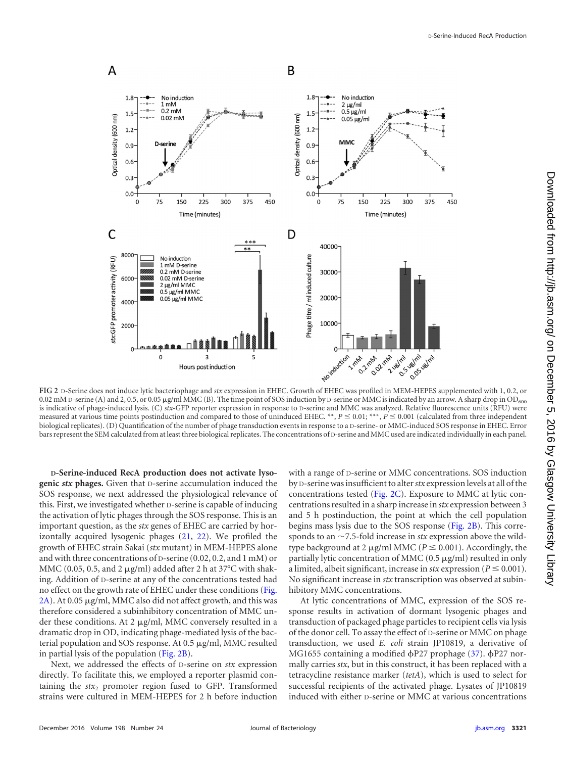FIG 2 D-Serine does not induce lytic bacteriophage and *stx* expression in EHEC. Growth of EHEC was profiled in MEM-HEPES supplemented with 1, 0.2, or 0.02 mM D-serine (A) and 2, 0.5, or 0.05 μg/ml MMC (B). The time point of SOS induction by D-serine or MMC is indicated by an arrow. A sharp drop in $OD_{600}$ is indicative of phage-induced lysis. (C) *stx*-GFP reporter expression in response to D-serine and MMC was analyzed. Relative fluorescence units (RFU) were measured at various time points postinduction and compared to those of uninduced EHEC. **, $P \leq 0.01$; ***, $P \leq 0.001$ (calculated from three independent biological replicates). (D) Quantification of the number of phage transduction events in response to a D-serine- or MMC-induced SOS response in EHEC. Error bars represent the SEM calculated from at least three biological replicates. The concentrations of D-serine and MMC used are indicated individually in each panel.

**D-Serine-induced RecA production does not activate lysogenic *stx* phages.** Given that D-serine accumulation induced the SOS response, we next addressed the physiological relevance of this. First, we investigated whether D-serine is capable of inducing the activation of lytic phages through the SOS response. This is an important question, as the *stx* genes of EHEC are carried by horizontally acquired lysogenic phages (21, 22). We profiled the growth of EHEC strain Sakai (*stx* mutant) in MEM-HEPES alone and with three concentrations of D-serine (0.02, 0.2, and 1 mM) or MMC (0.05, 0.5, and 2 μg/ml) added after 2 h at 37°C with shaking. Addition of D-serine at any of the concentrations tested had no effect on the growth rate of EHEC under these conditions (Fig. 2A). At 0.05 μg/ml, MMC also did not affect growth, and this was therefore considered a subinhibitory concentration of MMC under these conditions. At 2 μg/ml, MMC conversely resulted in a dramatic drop in OD, indicating phage-mediated lysis of the bacterial population and SOS response. At 0.5 μg/ml, MMC resulted in partial lysis of the population (Fig. 2B).

Next, we addressed the effects of D-serine on *stx* expression directly. To facilitate this, we employed a reporter plasmid containing the $stx_2$ promoter region fused to GFP. Transformed strains were cultured in MEM-HEPES for 2 h before induction with a range of D-serine or MMC concentrations. SOS induction by D-serine was insufficient to alter *stx* expression levels at all of the concentrations tested (Fig. 2C). Exposure to MMC at lytic concentrations resulted in a sharp increase in *stx* expression between 3 and 5 h postinduction, the point at which the cell population begins mass lysis due to the SOS response (Fig. 2B). This corresponds to an ~7.5-fold increase in *stx* expression above the wild-type background at 2 μg/ml MMC ($P \leq 0.001$). Accordingly, the partially lytic concentration of MMC (0.5 μg/ml) resulted in only a limited, albeit significant, increase in *stx* expression ($P \leq 0.001$). No significant increase in *stx* transcription was observed at subinhibitory MMC concentrations.

At lytic concentrations of MMC, expression of the SOS response results in activation of dormant lysogenic phages and transduction of packaged phage particles to recipient cells via lysis of the donor cell. To assay the effect of D-serine or MMC on phage transduction, we used *E. coli* strain JP10819, a derivative of MG1655 containing a modified ϕP27 prophage (37). ϕP27 normally carries *stx*, but in this construct, it has been replaced with a tetracycline resistance marker (*tetA*), which is used to select for successful recipients of the activated phage. Lysates of JP10819 induced with either D-serine or MMC at various concentrations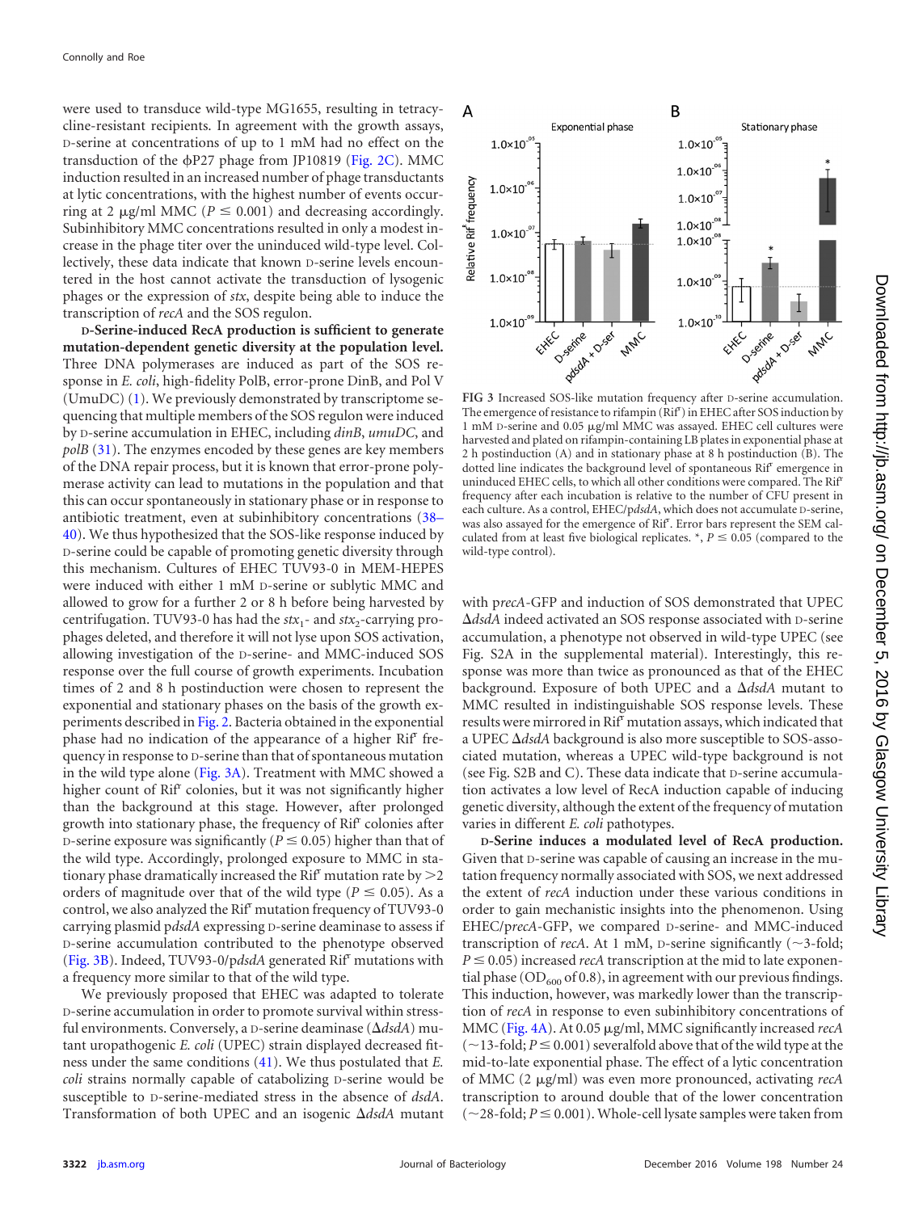were used to transduce wild-type MG1655, resulting in tetracycline-resistant recipients. In agreement with the growth assays, D-serine at concentrations of up to 1 mM had no effect on the transduction of the ϕP27 phage from JP10819 (Fig. 2C). MMC induction resulted in an increased number of phage transductants at lytic concentrations, with the highest number of events occurring at 2 μg/ml MMC ($P \leq 0.001$) and decreasing accordingly. Subinhibitory MMC concentrations resulted in only a modest increase in the phage titer over the uninduced wild-type level. Collectively, these data indicate that known D-serine levels encountered in the host cannot activate the transduction of lysogenic phages or the expression of *stx*, despite being able to induce the transcription of *recA* and the SOS regulon.

**D-Serine-induced RecA production is sufficient to generate mutation-dependent genetic diversity at the population level.** Three DNA polymerases are induced as part of the SOS response in *E. coli*, high-fidelity PolB, error-prone DinB, and Pol V (UmuDC) (1). We previously demonstrated by transcriptome sequencing that multiple members of the SOS regulon were induced by D-serine accumulation in EHEC, including *dinB*, *umuDC*, and *polB* (31). The enzymes encoded by these genes are key members of the DNA repair process, but it is known that error-prone polymerase activity can lead to mutations in the population and that this can occur spontaneously in stationary phase or in response to antibiotic treatment, even at subinhibitory concentrations (38–40). We thus hypothesized that the SOS-like response induced by D-serine could be capable of promoting genetic diversity through this mechanism. Cultures of EHEC TUV93-0 in MEM-HEPES were induced with either 1 mM D-serine or sublytic MMC and allowed to grow for a further 2 or 8 h before being harvested by centrifugation. TUV93-0 has had the $stx_1$- and $stx_2$-carrying prophages deleted, and therefore it will not lyse upon SOS activation, allowing investigation of the D-serine- and MMC-induced SOS response over the full course of growth experiments. Incubation times of 2 and 8 h postinduction were chosen to represent the exponential and stationary phases on the basis of the growth experiments described in Fig. 2. Bacteria obtained in the exponential phase had no indication of the appearance of a higher Rif[r] frequency in response to D-serine than that of spontaneous mutation in the wild type alone (Fig. 3A). Treatment with MMC showed a higher count of Rif[r] colonies, but it was not significantly higher than the background at this stage. However, after prolonged growth into stationary phase, the frequency of Rif[r] colonies after D-serine exposure was significantly ($P \leq 0.05$) higher than that of the wild type. Accordingly, prolonged exposure to MMC in stationary phase dramatically increased the Rif[r] mutation rate by >2 orders of magnitude over that of the wild type ($P \leq 0.05$). As a control, we also analyzed the Rif[r] mutation frequency of TUV93-0 carrying plasmid p*dsdA* expressing D-serine deaminase to assess if D-serine accumulation contributed to the phenotype observed (Fig. 3B). Indeed, TUV93-0/p*dsdA* generated Rif[r] mutations with a frequency more similar to that of the wild type.

We previously proposed that EHEC was adapted to tolerate D-serine accumulation in order to promote survival within stressful environments. Conversely, a D-serine deaminase (Δ*dsdA*) mutant uropathogenic *E. coli* (UPEC) strain displayed decreased fitness under the same conditions (41). We thus postulated that *E. coli* strains normally capable of catabolizing D-serine would be susceptible to D-serine-mediated stress in the absence of *dsdA*. Transformation of both UPEC and an isogenic Δ*dsdA* mutant

**FIG 3** Increased SOS-like mutation frequency after D-serine accumulation. The emergence of resistance to rifampin (Rif[r]) in EHEC after SOS induction by 1 mM D-serine and 0.05 μg/ml MMC was assayed. EHEC cell cultures were harvested and plated on rifampin-containing LB plates in exponential phase at 2 h postinduction (A) and in stationary phase at 8 h postinduction (B). The dotted line indicates the background level of spontaneous Rif[r] emergence in uninduced EHEC cells, to which all other conditions were compared. The Rif[r] frequency after each incubation is relative to the number of CFU present in each culture. As a control, EHEC/p*dsdA*, which does not accumulate D-serine, was also assayed for the emergence of Rif[r]. Error bars represent the SEM calculated from at least five biological replicates. *, $P \leq 0.05$ (compared to the wild-type control).

with p*recA*-GFP and induction of SOS demonstrated that UPEC Δ*dsdA* indeed activated an SOS response associated with D-serine accumulation, a phenotype not observed in wild-type UPEC (see Fig. S2A in the supplemental material). Interestingly, this response was more than twice as pronounced as that of the EHEC background. Exposure of both UPEC and a Δ*dsdA* mutant to MMC resulted in indistinguishable SOS response levels. These results were mirrored in Rif[r] mutation assays, which indicated that a UPEC Δ*dsdA* background is also more susceptible to SOS-associated mutation, whereas a UPEC wild-type background is not (see Fig. S2B and C). These data indicate that D-serine accumulation activates a low level of RecA induction capable of inducing genetic diversity, although the extent of the frequency of mutation varies in different *E. coli* pathotypes.

**D-Serine induces a modulated level of RecA production.** Given that D-serine was capable of causing an increase in the mutation frequency normally associated with SOS, we next addressed the extent of *recA* induction under these various conditions in order to gain mechanistic insights into the phenomenon. Using EHEC/p*recA*-GFP, we compared D-serine- and MMC-induced transcription of *recA*. At 1 mM, D-serine significantly (~3-fold; $P \leq 0.05$) increased *recA* transcription at the mid to late exponential phase ($OD_{600}$ of 0.8), in agreement with our previous findings. This induction, however, was markedly lower than the transcription of *recA* in response to even subinhibitory concentrations of MMC (Fig. 4A). At 0.05 μg/ml, MMC significantly increased *recA* (~13-fold; $P \leq 0.001$) severalfold above that of the wild type at the mid-to-late exponential phase. The effect of a lytic concentration of MMC (2 μg/ml) was even more pronounced, activating *recA* transcription to around double that of the lower concentration (~28-fold; $P \leq 0.001$). Whole-cell lysate samples were taken from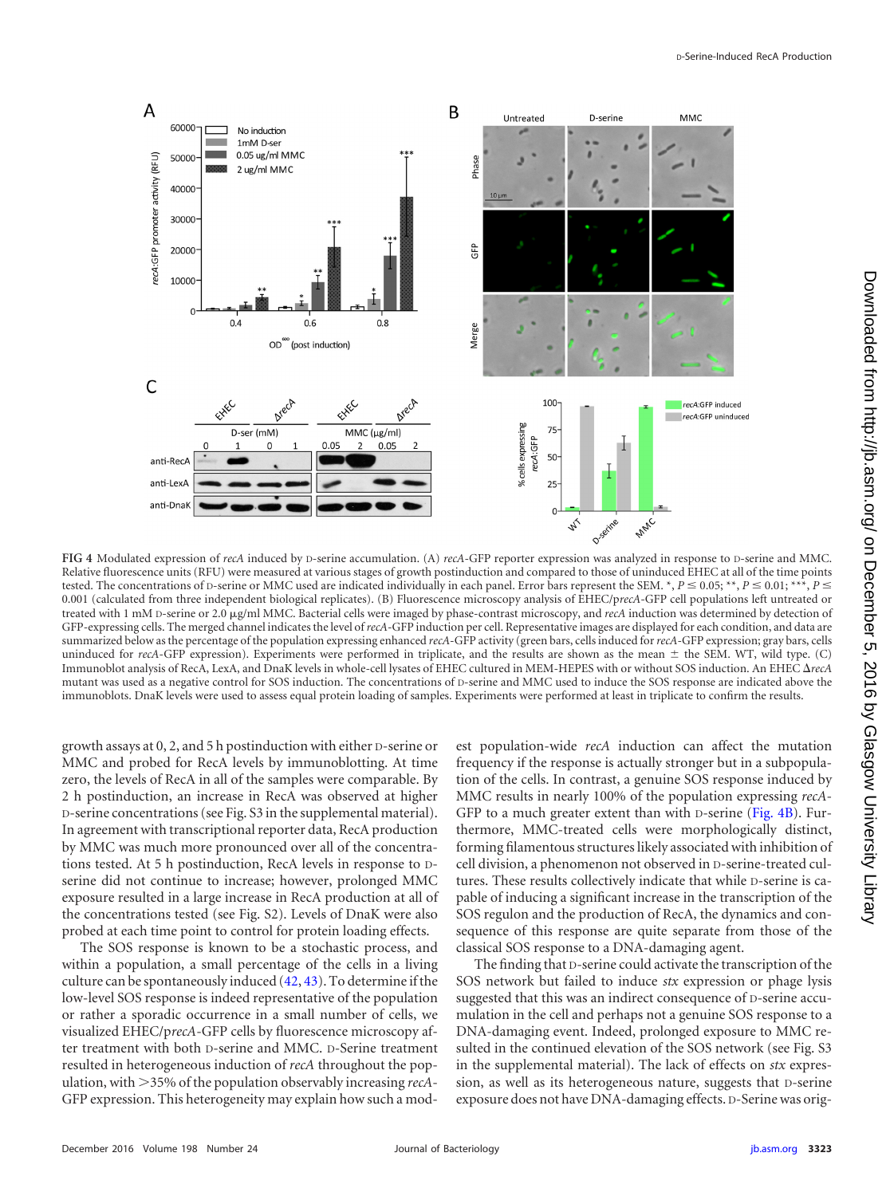**FIG 4** Modulated expression of *recA* induced by D-serine accumulation. (A) *recA*-GFP reporter expression was analyzed in response to D-serine and MMC. Relative fluorescence units (RFU) were measured at various stages of growth postinduction and compared to those of uninduced EHEC at all of the time points tested. The concentrations of D-serine or MMC used are indicated individually in each panel. Error bars represent the SEM. *, $P \leq 0.05$; **, $P \leq 0.01$; ***, $P \leq 0.001$ (calculated from three independent biological replicates). (B) Fluorescence microscopy analysis of EHEC/p*recA*-GFP cell populations left untreated or treated with 1 mM D-serine or 2.0 μg/ml MMC. Bacterial cells were imaged by phase-contrast microscopy, and *recA* induction was determined by detection of GFP-expressing cells. The merged channel indicates the level of *recA*-GFP induction per cell. Representative images are displayed for each condition, and data are summarized below as the percentage of the population expressing enhanced *recA*-GFP activity (green bars, cells induced for *recA*-GFP expression; gray bars, cells uninduced for *recA*-GFP expression). Experiments were performed in triplicate, and the results are shown as the mean ± the SEM. WT, wild type. (C) Immunoblot analysis of RecA, LexA, and DnaK levels in whole-cell lysates of EHEC cultured in MEM-HEPES with or without SOS induction. An EHEC Δ*recA* mutant was used as a negative control for SOS induction. The concentrations of D-serine and MMC used to induce the SOS response are indicated above the immunoblots. DnaK levels were used to assess equal protein loading of samples. Experiments were performed at least in triplicate to confirm the results.

growth assays at 0, 2, and 5 h postinduction with either D-serine or MMC and probed for RecA levels by immunoblotting. At time zero, the levels of RecA in all of the samples were comparable. By 2 h postinduction, an increase in RecA was observed at higher D-serine concentrations (see Fig. S3 in the supplemental material). In agreement with transcriptional reporter data, RecA production by MMC was much more pronounced over all of the concentrations tested. At 5 h postinduction, RecA levels in response to D-serine did not continue to increase; however, prolonged MMC exposure resulted in a large increase in RecA production at all of the concentrations tested (see Fig. S2). Levels of DnaK were also probed at each time point to control for protein loading effects.

The SOS response is known to be a stochastic process, and within a population, a small percentage of the cells in a living culture can be spontaneously induced (42, 43). To determine if the low-level SOS response is indeed representative of the population or rather a sporadic occurrence in a small number of cells, we visualized EHEC/p*recA*-GFP cells by fluorescence microscopy after treatment with both D-serine and MMC. D-Serine treatment resulted in heterogeneous induction of *recA* throughout the population, with >35% of the population observably increasing *recA*-GFP expression. This heterogeneity may explain how such a modest population-wide *recA* induction can affect the mutation frequency if the response is actually stronger but in a subpopulation of the cells. In contrast, a genuine SOS response induced by MMC results in nearly 100% of the population expressing *recA*-GFP to a much greater extent than with D-serine (Fig. 4B). Furthermore, MMC-treated cells were morphologically distinct, forming filamentous structures likely associated with inhibition of cell division, a phenomenon not observed in D-serine-treated cultures. These results collectively indicate that while D-serine is capable of inducing a significant increase in the transcription of the SOS regulon and the production of RecA, the dynamics and consequence of this response are quite separate from those of the classical SOS response to a DNA-damaging agent.

The finding that D-serine could activate the transcription of the SOS network but failed to induce *stx* expression or phage lysis suggested that this was an indirect consequence of D-serine accumulation in the cell and perhaps not a genuine SOS response to a DNA-damaging event. Indeed, prolonged exposure to MMC resulted in the continued elevation of the SOS network (see Fig. S3 in the supplemental material). The lack of effects on *stx* expression, as well as its heterogeneous nature, suggests that D-serine exposure does not have DNA-damaging effects. D-Serine was orig-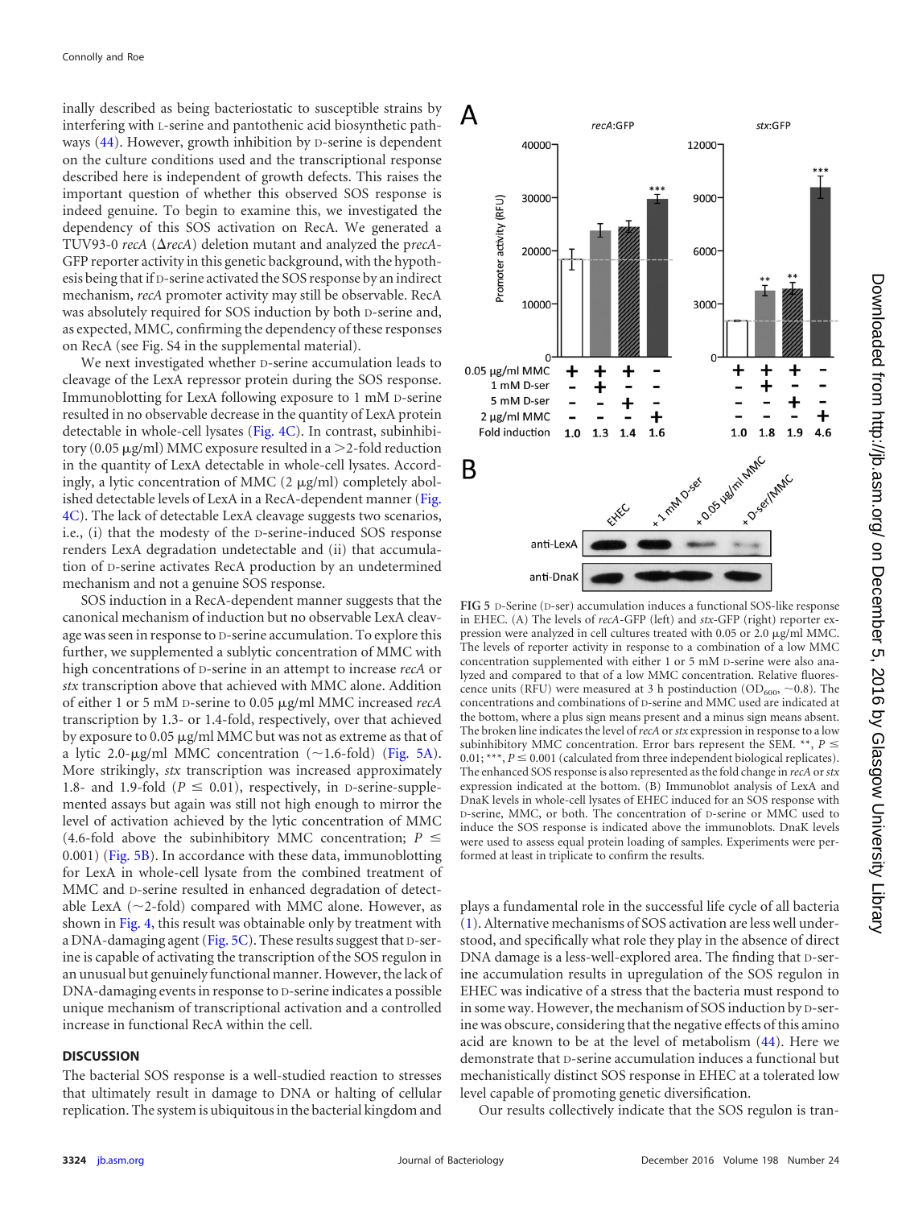inally described as being bacteriostatic to susceptible strains by interfering with L-serine and pantothenic acid biosynthetic pathways (44). However, growth inhibition by D-serine is dependent on the culture conditions used and the transcriptional response described here is independent of growth defects. This raises the important question of whether this observed SOS response is indeed genuine. To begin to examine this, we investigated the dependency of this SOS activation on RecA. We generated a TUV93-0 *recA* (Δ*recA*) deletion mutant and analyzed the p*recA*-GFP reporter activity in this genetic background, with the hypothesis being that if D-serine activated the SOS response by an indirect mechanism, *recA* promoter activity may still be observable. RecA was absolutely required for SOS induction by both D-serine and, as expected, MMC, confirming the dependency of these responses on RecA (see Fig. S4 in the supplemental material).

We next investigated whether D-serine accumulation leads to cleavage of the LexA repressor protein during the SOS response. Immunoblotting for LexA following exposure to 1 mM D-serine resulted in no observable decrease in the quantity of LexA protein detectable in whole-cell lysates (Fig. 4C). In contrast, subinhibitory (0.05 μg/ml) MMC exposure resulted in a >2-fold reduction in the quantity of LexA detectable in whole-cell lysates. Accordingly, a lytic concentration of MMC (2 μg/ml) completely abolished detectable levels of LexA in a RecA-dependent manner (Fig. 4C). The lack of detectable LexA cleavage suggests two scenarios, i.e., (i) that the modesty of the D-serine-induced SOS response renders LexA degradation undetectable and (ii) that accumulation of D-serine activates RecA production by an undetermined mechanism and not a genuine SOS response.

SOS induction in a RecA-dependent manner suggests that the canonical mechanism of induction but no observable LexA cleavage was seen in response to D-serine accumulation. To explore this further, we supplemented a sublytic concentration of MMC with high concentrations of D-serine in an attempt to increase *recA* or *stx* transcription above that achieved with MMC alone. Addition of either 1 or 5 mM D-serine to 0.05 μg/ml MMC increased *recA* transcription by 1.3- or 1.4-fold, respectively, over that achieved by exposure to 0.05 μg/ml MMC but was not as extreme as that of a lytic 2.0-μg/ml MMC concentration (~1.6-fold) (Fig. 5A). More strikingly, *stx* transcription was increased approximately 1.8- and 1.9-fold ($P \leq 0.01$), respectively, in D-serine-supplemented assays but again was still not high enough to mirror the level of activation achieved by the lytic concentration of MMC (4.6-fold above the subinhibitory MMC concentration; $P \leq 0.001$) (Fig. 5B). In accordance with these data, immunoblotting for LexA in whole-cell lysate from the combined treatment of MMC and D-serine resulted in enhanced degradation of detectable LexA (~2-fold) compared with MMC alone. However, as shown in Fig. 4, this result was obtainable only by treatment with a DNA-damaging agent (Fig. 5C). These results suggest that D-serine is capable of activating the transcription of the SOS regulon in an unusual but genuinely functional manner. However, the lack of DNA-damaging events in response to D-serine indicates a possible unique mechanism of transcriptional activation and a controlled increase in functional RecA within the cell.

**FIG 5** D-Serine (D-ser) accumulation induces a functional SOS-like response in EHEC. (A) The levels of *recA*-GFP (left) and *stx*-GFP (right) reporter expression were analyzed in cell cultures treated with 0.05 or 2.0 μg/ml MMC. The levels of reporter activity in response to a combination of a low MMC concentration supplemented with either 1 or 5 mM D-serine were also analyzed and compared to that of a low MMC concentration. Relative fluorescence units (RFU) were measured at 3 h postinduction ($OD_{600}$ ~0.8). The concentrations and combinations of D-serine and MMC used are indicated at the bottom, where a plus sign means present and a minus sign means absent. The broken line indicates the level of *recA* or *stx* expression in response to a low subinhibitory MMC concentration. Error bars represent the SEM. **, $P \leq 0.01$; ***, $P \leq 0.001$ (calculated from three independent biological replicates). The enhanced SOS response is also represented as the fold change in *recA* or *stx* expression indicated at the bottom. (B) Immunoblot analysis of LexA and DnaK levels in whole-cell lysates of EHEC induced for an SOS response with D-serine, MMC, or both. The concentration of D-serine or MMC used to induce the SOS response is indicated above the immunoblots. DnaK levels were used to assess equal protein loading of samples. Experiments were performed at least in triplicate to confirm the results.

## DISCUSSION

The bacterial SOS response is a well-studied reaction to stresses that ultimately result in damage to DNA or halting of cellular replication. The system is ubiquitous in the bacterial kingdom and plays a fundamental role in the successful life cycle of all bacteria (1). Alternative mechanisms of SOS activation are less well understood, and specifically what role they play in the absence of direct DNA damage is a less-well-explored area. The finding that D-serine accumulation results in upregulation of the SOS regulon in EHEC was indicative of a stress that the bacteria must respond to in some way. However, the mechanism of SOS induction by D-serine was obscure, considering that the negative effects of this amino acid are known to be at the level of metabolism (44). Here we demonstrate that D-serine accumulation induces a functional but mechanistically distinct SOS response in EHEC at a tolerated low level capable of promoting genetic diversification.

Our results collectively indicate that the SOS regulon is tran-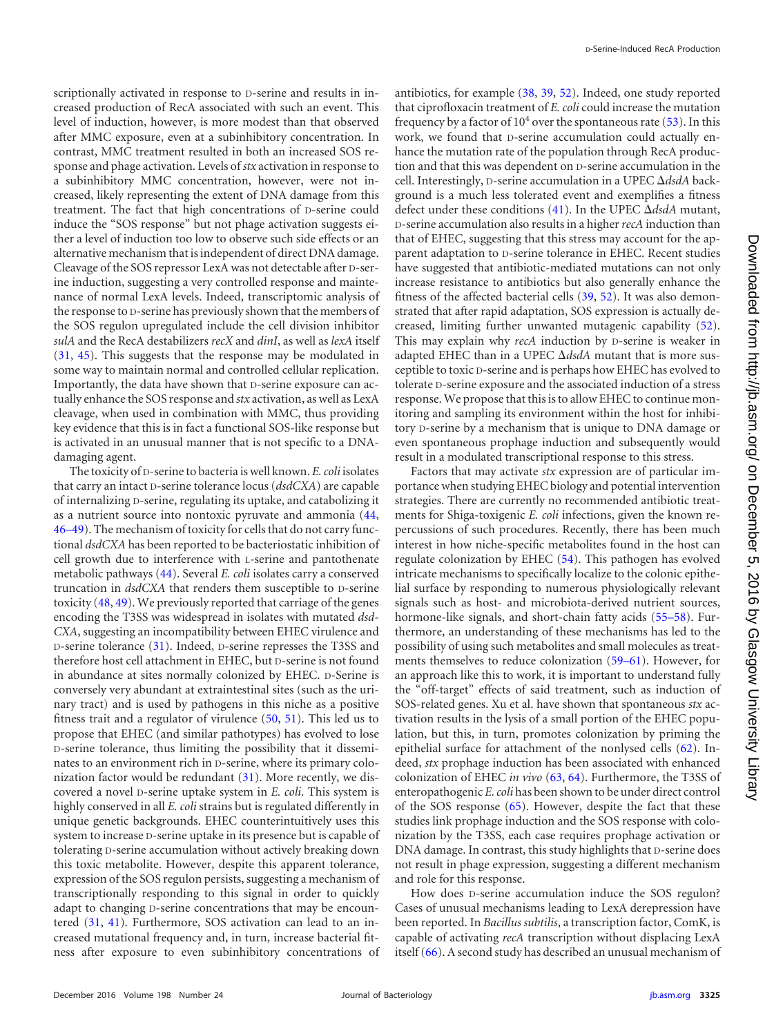scriptionally activated in response to D-serine and results in increased production of RecA associated with such an event. This level of induction, however, is more modest than that observed after MMC exposure, even at a subinhibitory concentration. In contrast, MMC treatment resulted in both an increased SOS response and phage activation. Levels of *stx* activation in response to a subinhibitory MMC concentration, however, were not increased, likely representing the extent of DNA damage from this treatment. The fact that high concentrations of D-serine could induce the "SOS response" but not phage activation suggests either a level of induction too low to observe such side effects or an alternative mechanism that is independent of direct DNA damage. Cleavage of the SOS repressor LexA was not detectable after D-serine induction, suggesting a very controlled response and maintenance of normal LexA levels. Indeed, transcriptomic analysis of the response to D-serine has previously shown that the members of the SOS regulon upregulated include the cell division inhibitor *sulA* and the RecA destabilizers *recX* and *dinI*, as well as *lexA* itself (31, 45). This suggests that the response may be modulated in some way to maintain normal and controlled cellular replication. Importantly, the data have shown that D-serine exposure can actually enhance the SOS response and *stx* activation, as well as LexA cleavage, when used in combination with MMC, thus providing key evidence that this is in fact a functional SOS-like response but is activated in an unusual manner that is not specific to a DNA-damaging agent.

The toxicity of D-serine to bacteria is well known. *E. coli* isolates that carry an intact D-serine tolerance locus (*dsdCXA*) are capable of internalizing D-serine, regulating its uptake, and catabolizing it as a nutrient source into nontoxic pyruvate and ammonia (44, 46–49). The mechanism of toxicity for cells that do not carry functional *dsdCXA* has been reported to be bacteriostatic inhibition of cell growth due to interference with L-serine and pantothenate metabolic pathways (44). Several *E. coli* isolates carry a conserved truncation in *dsdCXA* that renders them susceptible to D-serine toxicity (48, 49). We previously reported that carriage of the genes encoding the T3SS was widespread in isolates with mutated *dsdCXA*, suggesting an incompatibility between EHEC virulence and D-serine tolerance (31). Indeed, D-serine represses the T3SS and therefore host cell attachment in EHEC, but D-serine is not found in abundance at sites normally colonized by EHEC. D-Serine is conversely very abundant at extraintestinal sites (such as the urinary tract) and is used by pathogens in this niche as a positive fitness trait and a regulator of virulence (50, 51). This led us to propose that EHEC (and similar pathotypes) has evolved to lose D-serine tolerance, thus limiting the possibility that it disseminates to an environment rich in D-serine, where its primary colonization factor would be redundant (31). More recently, we discovered a novel D-serine uptake system in *E. coli*. This system is highly conserved in all *E. coli* strains but is regulated differently in unique genetic backgrounds. EHEC counterintuitively uses this system to increase D-serine uptake in its presence but is capable of tolerating D-serine accumulation without actively breaking down this toxic metabolite. However, despite this apparent tolerance, expression of the SOS regulon persists, suggesting a mechanism of transcriptionally responding to this signal in order to quickly adapt to changing D-serine concentrations that may be encountered (31, 41). Furthermore, SOS activation can lead to an increased mutational frequency and, in turn, increase bacterial fitness after exposure to even subinhibitory concentrations of antibiotics, for example (38, 39, 52). Indeed, one study reported that ciprofloxacin treatment of *E. coli* could increase the mutation frequency by a factor of $10^4$ over the spontaneous rate (53). In this work, we found that D-serine accumulation could actually enhance the mutation rate of the population through RecA production and that this was dependent on D-serine accumulation in the cell. Interestingly, D-serine accumulation in a UPEC Δ*dsdA* background is a much less tolerated event and exemplifies a fitness defect under these conditions (41). In the UPEC Δ*dsdA* mutant, D-serine accumulation also results in a higher *recA* induction than that of EHEC, suggesting that this stress may account for the apparent adaptation to D-serine tolerance in EHEC. Recent studies have suggested that antibiotic-mediated mutations can not only increase resistance to antibiotics but also generally enhance the fitness of the affected bacterial cells (39, 52). It was also demonstrated that after rapid adaptation, SOS expression is actually decreased, limiting further unwanted mutagenic capability (52). This may explain why *recA* induction by D-serine is weaker in adapted EHEC than in a UPEC Δ*dsdA* mutant that is more susceptible to toxic D-serine and is perhaps how EHEC has evolved to tolerate D-serine exposure and the associated induction of a stress response. We propose that this is to allow EHEC to continue monitoring and sampling its environment within the host for inhibitory D-serine by a mechanism that is unique to DNA damage or even spontaneous prophage induction and subsequently would result in a modulated transcriptional response to this stress.

Factors that may activate *stx* expression are of particular importance when studying EHEC biology and potential intervention strategies. There are currently no recommended antibiotic treatments for Shiga-toxigenic *E. coli* infections, given the known repercussions of such procedures. Recently, there has been much interest in how niche-specific metabolites found in the host can regulate colonization by EHEC (54). This pathogen has evolved intricate mechanisms to specifically localize to the colonic epithelial surface by responding to numerous physiologically relevant signals such as host- and microbiota-derived nutrient sources, hormone-like signals, and short-chain fatty acids (55–58). Furthermore, an understanding of these mechanisms has led to the possibility of using such metabolites and small molecules as treatments themselves to reduce colonization (59–61). However, for an approach like this to work, it is important to understand fully the "off-target" effects of said treatment, such as induction of SOS-related genes. Xu et al. have shown that spontaneous *stx* activation results in the lysis of a small portion of the EHEC population, but this, in turn, promotes colonization by priming the epithelial surface for attachment of the nonlysed cells (62). Indeed, *stx* prophage induction has been associated with enhanced colonization of EHEC *in vivo* (63, 64). Furthermore, the T3SS of enteropathogenic *E. coli* has been shown to be under direct control of the SOS response (65). However, despite the fact that these studies link prophage induction and the SOS response with colonization by the T3SS, each case requires prophage activation or DNA damage. In contrast, this study highlights that D-serine does not result in phage expression, suggesting a different mechanism and role for this response.

How does D-serine accumulation induce the SOS regulon? Cases of unusual mechanisms leading to LexA derepression have been reported. In *Bacillus subtilis*, a transcription factor, ComK, is capable of activating *recA* transcription without displacing LexA itself (66). A second study has described an unusual mechanism of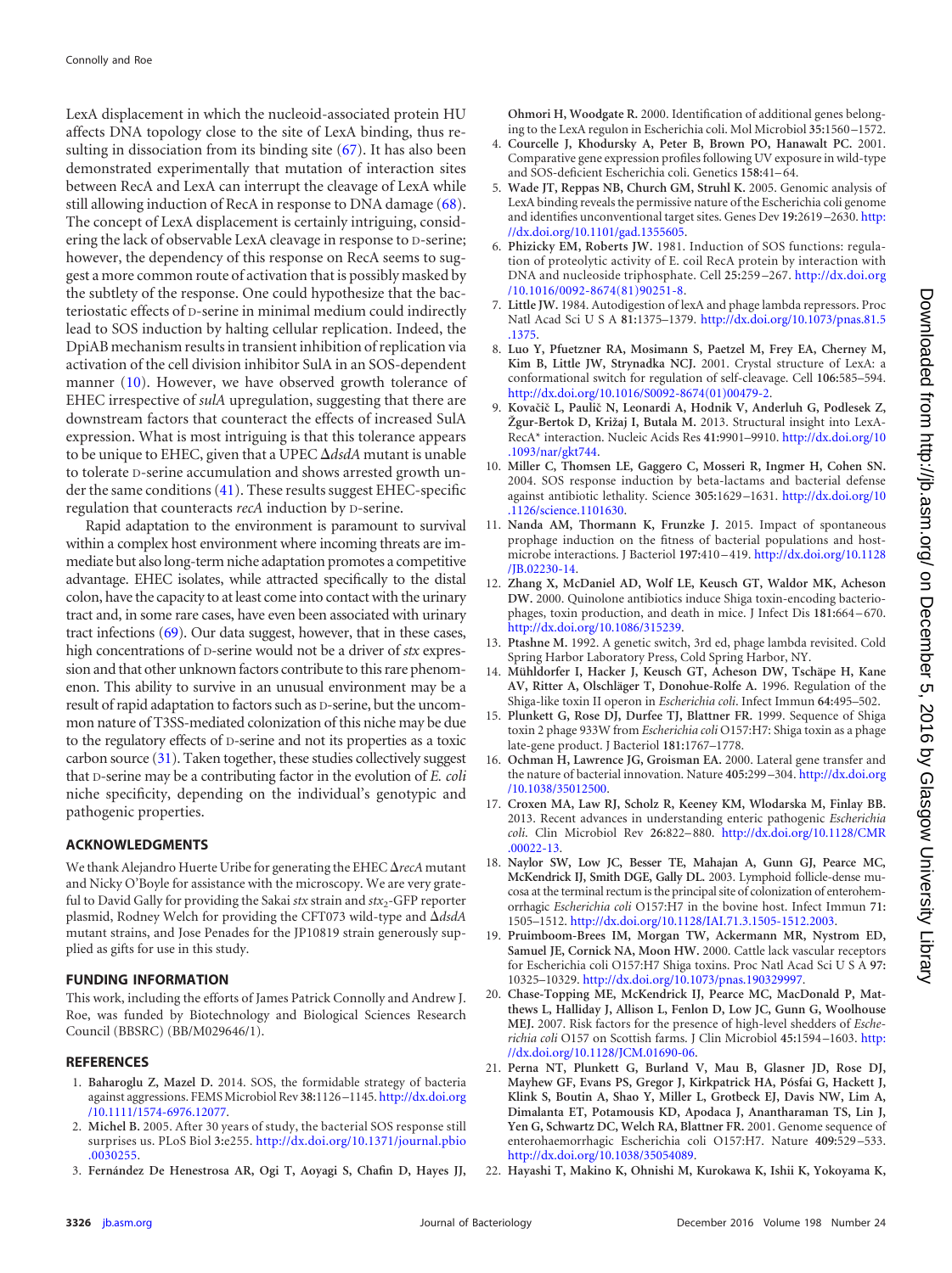LexA displacement in which the nucleoid-associated protein HU affects DNA topology close to the site of LexA binding, thus resulting in dissociation from its binding site (67). It has also been demonstrated experimentally that mutation of interaction sites between RecA and LexA can interrupt the cleavage of LexA while still allowing induction of RecA in response to DNA damage (68). The concept of LexA displacement is certainly intriguing, considering the lack of observable LexA cleavage in response to D-serine; however, the dependency of this response on RecA seems to suggest a more common route of activation that is possibly masked by the subtlety of the response. One could hypothesize that the bacteriostatic effects of D-serine in minimal medium could indirectly lead to SOS induction by halting cellular replication. Indeed, the DpiAB mechanism results in transient inhibition of replication via activation of the cell division inhibitor SulA in an SOS-dependent manner (10). However, we have observed growth tolerance of EHEC irrespective of *sulA* upregulation, suggesting that there are downstream factors that counteract the effects of increased SulA expression. What is most intriguing is that this tolerance appears to be unique to EHEC, given that a UPEC Δ*dsdA* mutant is unable to tolerate D-serine accumulation and shows arrested growth under the same conditions (41). These results suggest EHEC-specific regulation that counteracts *recA* induction by D-serine.

Rapid adaptation to the environment is paramount to survival within a complex host environment where incoming threats are immediate but also long-term niche adaptation promotes a competitive advantage. EHEC isolates, while attracted specifically to the distal colon, have the capacity to at least come into contact with the urinary tract and, in some rare cases, have even been associated with urinary tract infections (69). Our data suggest, however, that in these cases, high concentrations of D-serine would not be a driver of *stx* expression and that other unknown factors contribute to this rare phenomenon. This ability to survive in an unusual environment may be a result of rapid adaptation to factors such as D-serine, but the uncommon nature of T3SS-mediated colonization of this niche may be due to the regulatory effects of D-serine and not its properties as a toxic carbon source (31). Taken together, these studies collectively suggest that D-serine may be a contributing factor in the evolution of *E. coli* niche specificity, depending on the individual's genotypic and pathogenic properties.

## ACKNOWLEDGMENTS

We thank Alejandro Huerte Uribe for generating the EHEC Δ*recA* mutant and Nicky O'Boyle for assistance with the microscopy. We are very grateful to David Gally for providing the Sakai *stx* strain and *stx*$_2$-GFP reporter plasmid, Rodney Welch for providing the CFT073 wild-type and Δ*dsdA* mutant strains, and Jose Penades for the JP10819 strain generously supplied as gifts for use in this study.

## FUNDING INFORMATION

This work, including the efforts of James Patrick Connolly and Andrew J. Roe, was funded by Biotechnology and Biological Sciences Research Council (BBSRC) (BB/M029646/1).

## REFERENCES

1. **Baharoglu Z, Mazel D.** 2014. SOS, the formidable strategy of bacteria against aggressions. FEMS Microbiol Rev **38:**1126–1145. http://dx.doi.org/10.1111/1574-6976.12077.
2. **Michel B.** 2005. After 30 years of study, the bacterial SOS response still surprises us. PLoS Biol **3:**e255. http://dx.doi.org/10.1371/journal.pbio.0030255.
3. **Fernández De Henestrosa AR, Ogi T, Aoyagi S, Chafin D, Hayes JJ, Ohmori H, Woodgate R.** 2000. Identification of additional genes belonging to the LexA regulon in Escherichia coli. Mol Microbiol **35:**1560–1572.
4. **Courcelle J, Khodursky A, Peter B, Brown PO, Hanawalt PC.** 2001. Comparative gene expression profiles following UV exposure in wild-type and SOS-deficient Escherichia coli. Genetics **158:**41–64.
5. **Wade JT, Reppas NB, Church GM, Struhl K.** 2005. Genomic analysis of LexA binding reveals the permissive nature of the Escherichia coli genome and identifies unconventional target sites. Genes Dev **19:**2619–2630. http://dx.doi.org/10.1101/gad.1355605.
6. **Phizicky EM, Roberts JW.** 1981. Induction of SOS functions: regulation of proteolytic activity of E. coil RecA protein by interaction with DNA and nucleoside triphosphate. Cell **25:**259–267. http://dx.doi.org/10.1016/0092-8674(81)90251-8.
7. **Little JW.** 1984. Autodigestion of lexA and phage lambda repressors. Proc Natl Acad Sci U S A **81:**1375–1379. http://dx.doi.org/10.1073/pnas.81.5.1375.
8. **Luo Y, Pfuetzner RA, Mosimann S, Paetzel M, Frey EA, Cherney M, Kim B, Little JW, Strynadka NCJ.** 2001. Crystal structure of LexA: a conformational switch for regulation of self-cleavage. Cell **106:**585–594. http://dx.doi.org/10.1016/S0092-8674(01)00479-2.
9. **Kovačič L, Paulič N, Leonardi A, Hodnik V, Anderluh G, Podlesek Z, Žgur-Bertok D, Križaj I, Butala M.** 2013. Structural insight into LexA-RecA* interaction. Nucleic Acids Res **41:**9901–9910. http://dx.doi.org/10.1093/nar/gkt744.
10. **Miller C, Thomsen LE, Gaggero C, Mosseri R, Ingmer H, Cohen SN.** 2004. SOS response induction by beta-lactams and bacterial defense against antibiotic lethality. Science **305:**1629–1631. http://dx.doi.org/10.1126/science.1101630.
11. **Nanda AM, Thormann K, Frunzke J.** 2015. Impact of spontaneous prophage induction on the fitness of bacterial populations and host-microbe interactions. J Bacteriol **197:**410–419. http://dx.doi.org/10.1128/JB.02230-14.
12. **Zhang X, McDaniel AD, Wolf LE, Keusch GT, Waldor MK, Acheson DW.** 2000. Quinolone antibiotics induce Shiga toxin-encoding bacteriophages, toxin production, and death in mice. J Infect Dis **181:**664–670. http://dx.doi.org/10.1086/315239.
13. **Ptashne M.** 1992. A genetic switch, 3rd ed, phage lambda revisited. Cold Spring Harbor Laboratory Press, Cold Spring Harbor, NY.
14. **Mühldorfer I, Hacker J, Keusch GT, Acheson DW, Tschäpe H, Kane AV, Ritter A, Olschläger T, Donohue-Rolfe A.** 1996. Regulation of the Shiga-like toxin II operon in *Escherichia coli*. Infect Immun **64:**495–502.
15. **Plunkett G, Rose DJ, Durfee TJ, Blattner FR.** 1999. Sequence of Shiga toxin 2 phage 933W from *Escherichia coli* O157:H7: Shiga toxin as a phage late-gene product. J Bacteriol **181:**1767–1778.
16. **Ochman H, Lawrence JG, Groisman EA.** 2000. Lateral gene transfer and the nature of bacterial innovation. Nature **405:**299–304. http://dx.doi.org/10.1038/35012500.
17. **Croxen MA, Law RJ, Scholz R, Keeney KM, Wlodarska M, Finlay BB.** 2013. Recent advances in understanding enteric pathogenic *Escherichia coli*. Clin Microbiol Rev **26:**822–880. http://dx.doi.org/10.1128/CMR.00022-13.
18. **Naylor SW, Low JC, Besser TE, Mahajan A, Gunn GJ, Pearce MC, McKendrick IJ, Smith DGE, Gally DL.** 2003. Lymphoid follicle-dense mucosa at the terminal rectum is the principal site of colonization of enterohemorrhagic *Escherichia coli* O157:H7 in the bovine host. Infect Immun **71:**1505–1512. http://dx.doi.org/10.1128/IAI.71.3.1505-1512.2003.
19. **Pruimboom-Brees IM, Morgan TW, Ackermann MR, Nystrom ED, Samuel JE, Cornick NA, Moon HW.** 2000. Cattle lack vascular receptors for Escherichia coli O157:H7 Shiga toxins. Proc Natl Acad Sci U S A **97:**10325–10329. http://dx.doi.org/10.1073/pnas.190329997.
20. **Chase-Topping ME, McKendrick IJ, Pearce MC, MacDonald P, Matthews L, Halliday J, Allison L, Fenlon D, Low JC, Gunn G, Woolhouse MEJ.** 2007. Risk factors for the presence of high-level shedders of *Escherichia coli* O157 on Scottish farms. J Clin Microbiol **45:**1594–1603. http://dx.doi.org/10.1128/JCM.01690-06.
21. **Perna NT, Plunkett G, Burland V, Mau B, Glasner JD, Rose DJ, Mayhew GF, Evans PS, Gregor J, Kirkpatrick HA, Pósfai G, Hackett J, Klink S, Boutin A, Shao Y, Miller L, Grotbeck EJ, Davis NW, Lim A, Dimalanta ET, Potamousis KD, Apodaca J, Anantharaman TS, Lin J, Yen G, Schwartz DC, Welch RA, Blattner FR.** 2001. Genome sequence of enterohaemorrhagic Escherichia coli O157:H7. Nature **409:**529–533. http://dx.doi.org/10.1038/35054089.
22. **Hayashi T, Makino K, Ohnishi M, Kurokawa K, Ishii K, Yokoyama K,**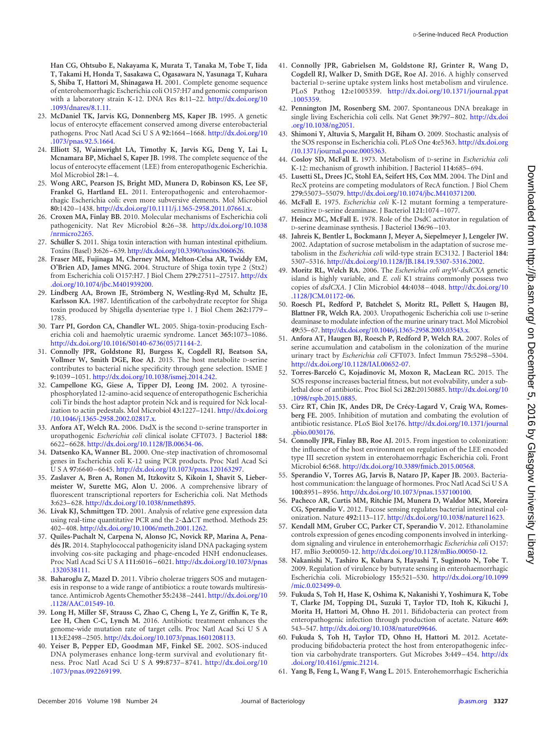Han CG, Ohtsubo E, Nakayama K, Murata T, Tanaka M, Tobe T, Iida T, Takami H, Honda T, Sasakawa C, Ogasawara N, Yasunaga T, Kuhara S, Shiba T, Hattori M, Shinagawa H. 2001. Complete genome sequence of enterohemorrhagic Escherichia coli O157:H7 and genomic comparison with a laboratory strain K-12. DNA Res 8:11–22. http://dx.doi.org/10.1093/dnares/8.1.11.

23. McDaniel TK, Jarvis KG, Donnenberg MS, Kaper JB. 1995. A genetic locus of enterocyte effacement conserved among diverse enterobacterial pathogens. Proc Natl Acad Sci U S A 92:1664–1668. http://dx.doi.org/10.1073/pnas.92.5.1664.
24. Elliott SJ, Wainwright LA, Timothy K, Jarvis KG, Deng Y, Lai L, Mcnamara BP, Michael S, Kaper JB. 1998. The complete sequence of the locus of enterocyte effacement (LEE) from enteropathogenic Escherichia. Mol Microbiol 28:1–4.
25. Wong ARC, Pearson JS, Bright MD, Munera D, Robinson KS, Lee SF, Frankel G, Hartland EL. 2011. Enteropathogenic and enterohaemorrhagic Escherichia coli: even more subversive elements. Mol Microbiol 80:1420–1438. http://dx.doi.org/10.1111/j.1365-2958.2011.07661.x.
26. Croxen MA, Finlay BB. 2010. Molecular mechanisms of Escherichia coli pathogenicity. Nat Rev Microbiol 8:26–38. http://dx.doi.org/10.1038/nrmicro2265.
27. Schüller S. 2011. Shiga toxin interaction with human intestinal epithelium. Toxins (Basel) 3:626–639. http://dx.doi.org/10.3390/toxins3060626.
28. Fraser ME, Fujinaga M, Cherney MM, Melton-Celsa AR, Twiddy EM, O'Brien AD, James MNG. 2004. Structure of Shiga toxin type 2 (Stx2) from Escherichia coli O157:H7. J Biol Chem 279:27511–27517. http://dx.doi.org/10.1074/jbc.M401939200.
29. Lindberg AA, Brown JE, Strömberg N, Westling-Ryd M, Schultz JE, Karlsson KA. 1987. Identification of the carbohydrate receptor for Shiga toxin produced by Shigella dysenteriae type 1. J Biol Chem 262:1779–1785.
30. Tarr PI, Gordon CA, Chandler WL. 2005. Shiga-toxin-producing Escherichia coli and haemolytic uraemic syndrome. Lancet 365:1073–1086. http://dx.doi.org/10.1016/S0140-6736(05)71144-2.
31. Connolly JPR, Goldstone RJ, Burgess K, Cogdell RJ, Beatson SA, Vollmer W, Smith DGE, Roe AJ. 2015. The host metabolite D-serine contributes to bacterial niche specificity through gene selection. ISME J 9:1039–1051. http://dx.doi.org/10.1038/ismej.2014.242.
32. Campellone KG, Giese A, Tipper DJ, Leong JM. 2002. A tyrosine-phosphorylated 12-amino-acid sequence of enteropathogenic Escherichia coli Tir binds the host adaptor protein Nck and is required for Nck localization to actin pedestals. Mol Microbiol 43:1227–1241. http://dx.doi.org/10.1046/j.1365-2958.2002.02817.x.
33. Anfora AT, Welch RA. 2006. DsdX is the second D-serine transporter in uropathogenic *Escherichia coli* clinical isolate CFT073. J Bacteriol 188:6622–6628. http://dx.doi.org/10.1128/JB.00634-06.
34. Datsenko KA, Wanner BL. 2000. One-step inactivation of chromosomal genes in Escherichia coli K-12 using PCR products. Proc Natl Acad Sci U S A 97:6640–6645. http://dx.doi.org/10.1073/pnas.120163297.
35. Zaslaver A, Bren A, Ronen M, Itzkovitz S, Kikoin I, Shavit S, Liebermeister W, Surette MG, Alon U. 2006. A comprehensive library of fluorescent transcriptional reporters for Escherichia coli. Nat Methods 3:623–628. http://dx.doi.org/10.1038/nmeth895.
36. Livak KJ, Schmittgen TD. 2001. Analysis of relative gene expression data using real-time quantitative PCR and the 2-$\Delta\Delta$CT method. Methods 25:402–408. http://dx.doi.org/10.1006/meth.2001.1262.
37. Quiles-Puchalt N, Carpena N, Alonso JC, Novick RP, Marina A, Penadés JR. 2014. Staphylococcal pathogenicity island DNA packaging system involving cos-site packaging and phage-encoded HNH endonucleases. Proc Natl Acad Sci U S A 111:6016–6021. http://dx.doi.org/10.1073/pnas.1320538111.
38. Baharoglu Z, Mazel D. 2011. Vibrio cholerae triggers SOS and mutagenesis in response to a wide range of antibiotics: a route towards multiresistance. Antimicrob Agents Chemother 55:2438–2441. http://dx.doi.org/10.1128/AAC.01549-10.
39. Long H, Miller SF, Strauss C, Zhao C, Cheng L, Ye Z, Griffin K, Te R, Lee H, Chen C-C, Lynch M. 2016. Antibiotic treatment enhances the genome-wide mutation rate of target cells. Proc Natl Acad Sci U S A 113:E2498–2505. http://dx.doi.org/10.1073/pnas.1601208113.
40. Yeiser B, Pepper ED, Goodman MF, Finkel SE. 2002. SOS-induced DNA polymerases enhance long-term survival and evolutionary fitness. Proc Natl Acad Sci U S A 99:8737–8741. http://dx.doi.org/10.1073/pnas.092269199.
41. Connolly JPR, Gabrielsen M, Goldstone RJ, Grinter R, Wang D, Cogdell RJ, Walker D, Smith DGE, Roe AJ. 2016. A highly conserved bacterial D-serine uptake system links host metabolism and virulence. PLoS Pathog 12:e1005359. http://dx.doi.org/10.1371/journal.ppat.1005359.
42. Pennington JM, Rosenberg SM. 2007. Spontaneous DNA breakage in single living Escherichia coli cells. Nat Genet 39:797–802. http://dx.doi.org/10.1038/ng2051.
43. Shimoni Y, Altuvia S, Margalit H, Biham O. 2009. Stochastic analysis of the SOS response in Escherichia coli. PLoS One 4:e5363. http://dx.doi.org/10.1371/journal.pone.0005363.
44. Cosloy SD, McFall E. 1973. Metabolism of D-serine in *Escherichia coli* K-12: mechanism of growth inhibition. J Bacteriol 114:685–694.
45. Lusetti SL, Drees JC, Stohl EA, Seifert HS, Cox MM. 2004. The DinI and RecX proteins are competing modulators of RecA function. J Biol Chem 279:55073–55079. http://dx.doi.org/10.1074/jbc.M410371200.
46. McFall E. 1975. *Escherichia coli* K-12 mutant forming a temperature-sensitive D-serine deaminase. J Bacteriol 121:1074–1077.
47. Heincz MC, McFall E. 1978. Role of the DsdC activator in regulation of D-serine deaminase synthesis. J Bacteriol 136:96–103.
48. Jahreis K, Bentler L, Bockmann J, Meyer A, Siepelmeyer J, Lengeler JW. 2002. Adaptation of sucrose metabolism in the adaptation of sucrose metabolism in the *Escherichia coli* wild-type strain EC3132. J Bacteriol 184:5307–5316. http://dx.doi.org/10.1128/JB.184.19.5307-5316.2002.
49. Moritz RL, Welch RA. 2006. The *Escherichia coli argW-dsdCXA* genetic island is highly variable, and *E. coli* K1 strains commonly possess two copies of *dsdCXA*. J Clin Microbiol 44:4038–4048. http://dx.doi.org/10.1128/JCM.01172-06.
50. Roesch PL, Redford P, Batchelet S, Moritz RL, Pellett S, Haugen BJ, Blattner FR, Welch RA. 2003. Uropathogenic Escherichia coli use D-serine deaminase to modulate infection of the murine urinary tract. Mol Microbiol 49:55–67. http://dx.doi.org/10.1046/j.1365-2958.2003.03543.x.
51. Anfora AT, Haugen BJ, Roesch P, Redford P, Welch RA. 2007. Roles of serine accumulation and catabolism in the colonization of the murine urinary tract by *Escherichia coli* CFT073. Infect Immun 75:5298–5304. http://dx.doi.org/10.1128/IAI.00652-07.
52. Torres-Barceló C, Kojadinovic M, Moxon R, MacLean RC. 2015. The SOS response increases bacterial fitness, but not evolvability, under a sublethal dose of antibiotic. Proc Biol Sci 282:20150885. http://dx.doi.org/10.1098/rspb.2015.0885.
53. Cirz RT, Chin JK, Andes DR, De Crécy-Lagard V, Craig WA, Romesberg FE. 2005. Inhibition of mutation and combating the evolution of antibiotic resistance. PLoS Biol 3:e176. http://dx.doi.org/10.1371/journal.pbio.0030176.
54. Connolly JPR, Finlay BB, Roe AJ. 2015. From ingestion to colonization: the influence of the host environment on regulation of the LEE encoded type III secretion system in enterohaemorrhagic Escherichia coli. Front Microbiol 6:568. http://dx.doi.org/10.3389/fmicb.2015.00568.
55. Sperandio V, Torres AG, Jarvis B, Nataro JP, Kaper JB. 2003. Bacteria-host communication: the language of hormones. Proc Natl Acad Sci U S A 100:8951–8956. http://dx.doi.org/10.1073/pnas.1537100100.
56. Pacheco AR, Curtis MM, Ritchie JM, Munera D, Waldor MK, Moreira CG, Sperandio V. 2012. Fucose sensing regulates bacterial intestinal colonization. Nature 492:113–117. http://dx.doi.org/10.1038/nature11623.
57. Kendall MM, Gruber CC, Parker CT, Sperandio V. 2012. Ethanolamine controls expression of genes encoding components involved in interkingdom signaling and virulence in enterohemorrhagic *Escherichia coli* O157:H7. mBio 3:e00050-12. http://dx.doi.org/10.1128/mBio.00050-12.
58. Nakanishi N, Tashiro K, Kuhara S, Hayashi T, Sugimoto N, Tobe T. 2009. Regulation of virulence by butyrate sensing in enterohaemorrhagic Escherichia coli. Microbiology 155:521–530. http://dx.doi.org/10.1099/mic.0.023499-0.
59. Fukuda S, Toh H, Hase K, Oshima K, Nakanishi Y, Yoshimura K, Tobe T, Clarke JM, Topping DL, Suzuki T, Taylor TD, Itoh K, Kikuchi J, Morita H, Hattori M, Ohno H. 2011. Bifidobacteria can protect from enteropathogenic infection through production of acetate. Nature 469:543–547. http://dx.doi.org/10.1038/nature09646.
60. Fukuda S, Toh H, Taylor TD, Ohno H, Hattori M. 2012. Acetate-producing bifidobacteria protect the host from enteropathogenic infection via carbohydrate transporters. Gut Microbes 3:449–454. http://dx.doi.org/10.4161/gmic.21214.
61. Yang B, Feng L, Wang F, Wang L. 2015. Enterohemorrhagic Escherichia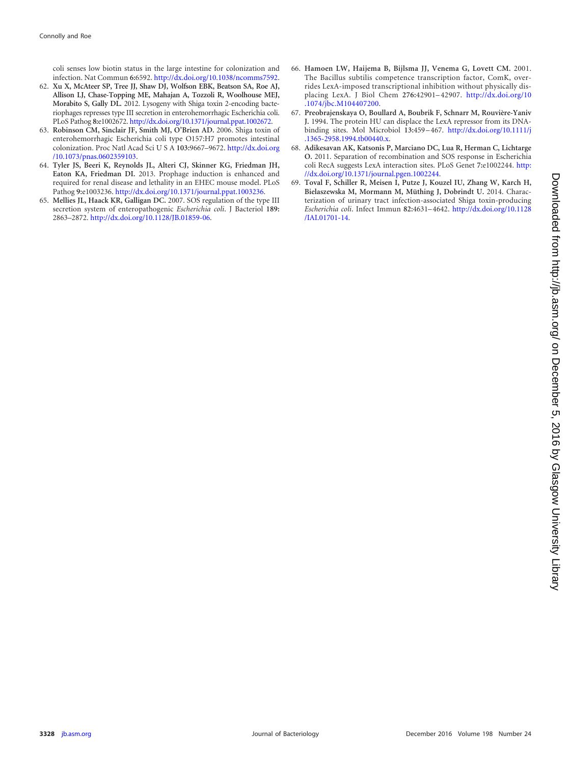coli senses low biotin status in the large intestine for colonization and infection. Nat Commun 6:6592. http://dx.doi.org/10.1038/ncomms7592.

62. **Xu X, McAteer SP, Tree JJ, Shaw DJ, Wolfson EBK, Beatson SA, Roe AJ, Allison LJ, Chase-Topping ME, Mahajan A, Tozzoli R, Woolhouse MEJ, Morabito S, Gally DL.** 2012. Lysogeny with Shiga toxin 2-encoding bacteriophages represses type III secretion in enterohemorrhagic Escherichia coli. PLoS Pathog **8:**e1002672. http://dx.doi.org/10.1371/journal.ppat.1002672.
63. **Robinson CM, Sinclair JF, Smith MJ, O'Brien AD.** 2006. Shiga toxin of enterohemorrhagic Escherichia coli type O157:H7 promotes intestinal colonization. Proc Natl Acad Sci U S A **103:**9667–9672. http://dx.doi.org/10.1073/pnas.0602359103.
64. **Tyler JS, Beeri K, Reynolds JL, Alteri CJ, Skinner KG, Friedman JH, Eaton KA, Friedman DI.** 2013. Prophage induction is enhanced and required for renal disease and lethality in an EHEC mouse model. PLoS Pathog **9:**e1003236. http://dx.doi.org/10.1371/journal.ppat.1003236.
65. **Mellies JL, Haack KR, Galligan DC.** 2007. SOS regulation of the type III secretion system of enteropathogenic *Escherichia coli*. J Bacteriol **189:** 2863–2872. http://dx.doi.org/10.1128/JB.01859-06.
66. **Hamoen LW, Haijema B, Bijlsma JJ, Venema G, Lovett CM.** 2001. The Bacillus subtilis competence transcription factor, ComK, overrides LexA-imposed transcriptional inhibition without physically displacing LexA. J Biol Chem **276:**42901–42907. http://dx.doi.org/10.1074/jbc.M104407200.
67. **Preobrajenskaya O, Boullard A, Boubrik F, Schnarr M, Rouvière-Yaniv J.** 1994. The protein HU can displace the LexA repressor from its DNA-binding sites. Mol Microbiol **13:**459–467. http://dx.doi.org/10.1111/j.1365-2958.1994.tb00440.x.
68. **Adikesavan AK, Katsonis P, Marciano DC, Lua R, Herman C, Lichtarge O.** 2011. Separation of recombination and SOS response in Escherichia coli RecA suggests LexA interaction sites. PLoS Genet **7:**e1002244. http://dx.doi.org/10.1371/journal.pgen.1002244.
69. **Toval F, Schiller R, Meisen I, Putze J, Kouzel IU, Zhang W, Karch H, Bielaszewska M, Mormann M, Müthing J, Dobrindt U.** 2014. Characterization of urinary tract infection-associated Shiga toxin-producing *Escherichia coli*. Infect Immun **82:**4631–4642. http://dx.doi.org/10.1128/IAI.01701-14.